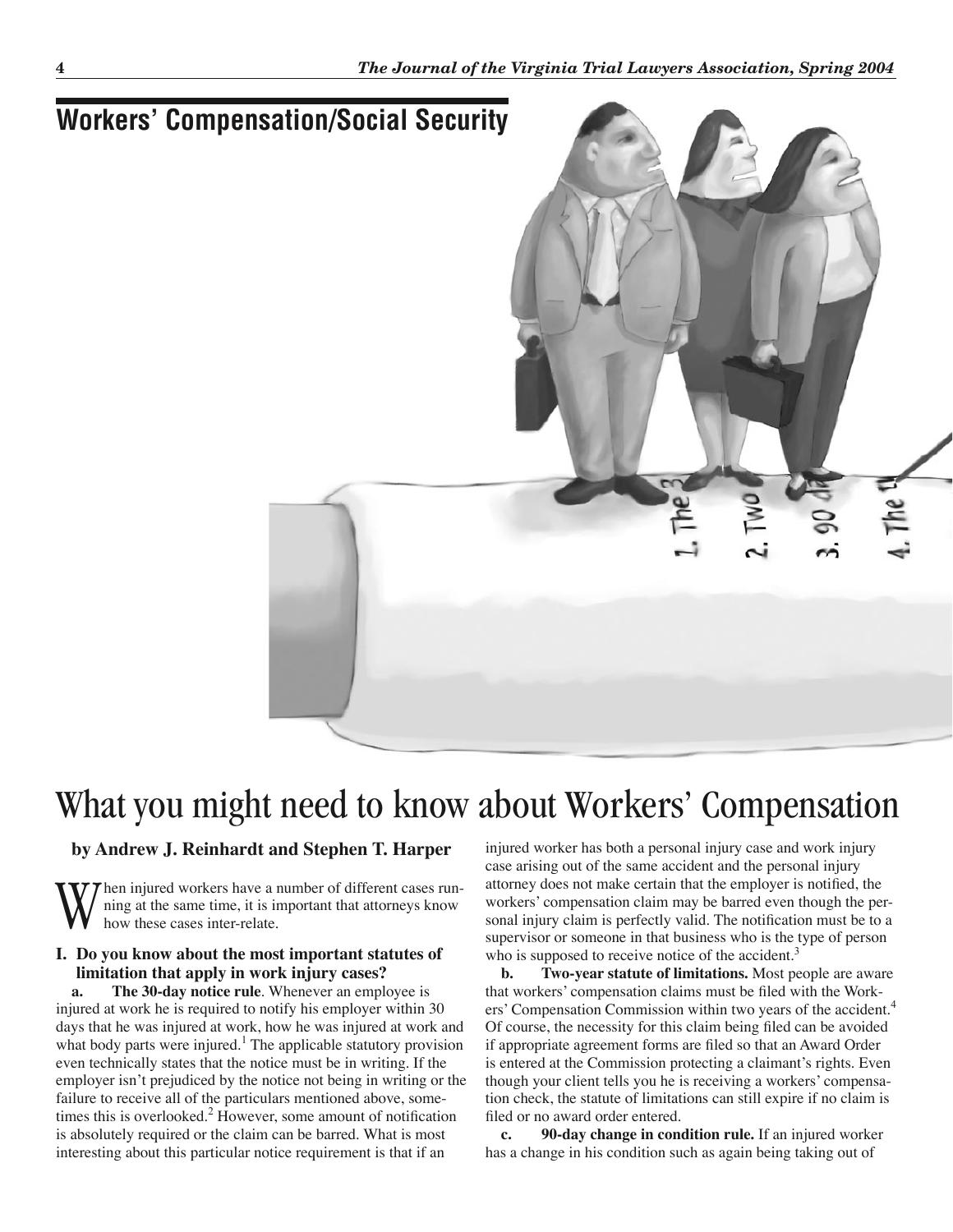## Workers' Compensation/Social Security

# What you might need to know about Workers' Compensation

**by Andrew J. Reinhardt and Stephen T. Harper**

When injured workers have a number of different cases running at the same time, it is important that attorneys know how these cases inter-relate.

### I. Do you know about the most important statutes of limitation that apply in work injury cases?

**a. The 30-day notice rule**. Whenever an employee is injured at work he is required to notify his employer within 30 days that he was injured at work, how he was injured at work and what body parts were injured.[1] The applicable statutory provision even technically states that the notice must be in writing. If the employer isn't prejudiced by the notice not being in writing or the failure to receive all of the particulars mentioned above, sometimes this is overlooked.[2] However, some amount of notification is absolutely required or the claim can be barred. What is most interesting about this particular notice requirement is that if an injured worker has both a personal injury case and work injury case arising out of the same accident and the personal injury attorney does not make certain that the employer is notified, the workers' compensation claim may be barred even though the personal injury claim is perfectly valid. The notification must be to a supervisor or someone in that business who is the type of person who is supposed to receive notice of the accident.[3]

**b. Two-year statute of limitations.** Most people are aware that workers' compensation claims must be filed with the Workers' Compensation Commission within two years of the accident.[4] Of course, the necessity for this claim being filed can be avoided if appropriate agreement forms are filed so that an Award Order is entered at the Commission protecting a claimant's rights. Even though your client tells you he is receiving a workers' compensation check, the statute of limitations can still expire if no claim is filed or no award order entered.

**c. 90-day change in condition rule.** If an injured worker has a change in his condition such as again being taking out of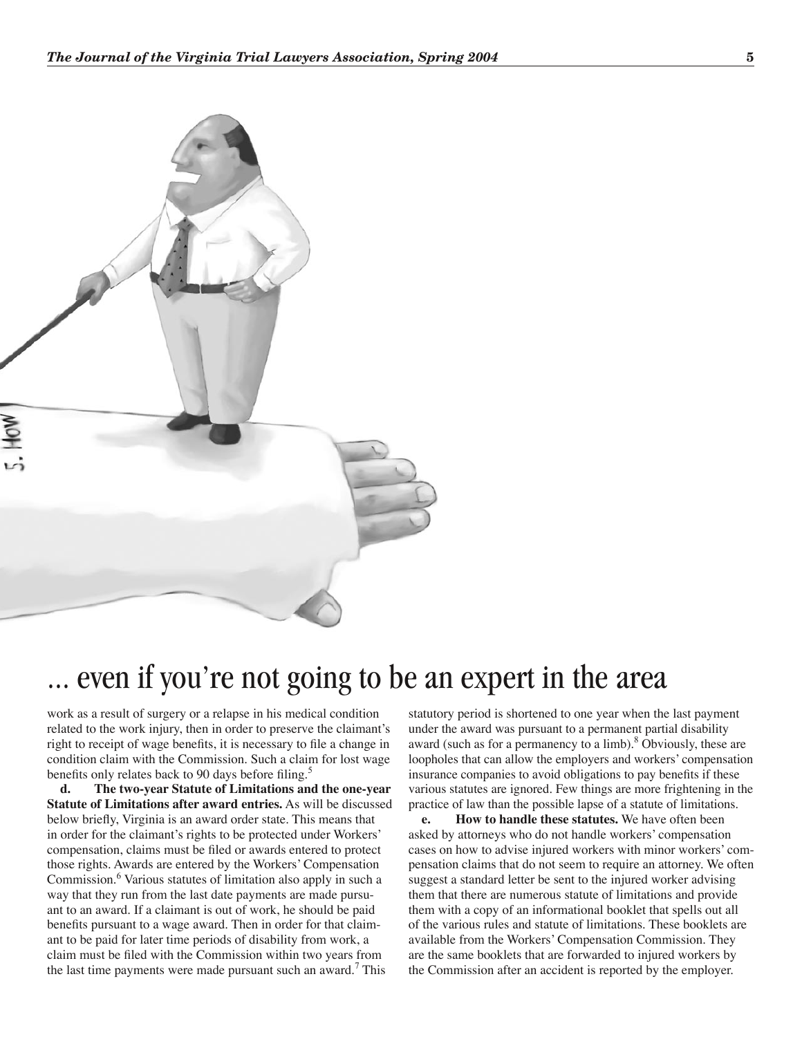# … even if you're not going to be an expert in the area

work as a result of surgery or a relapse in his medical condition related to the work injury, then in order to preserve the claimant's right to receipt of wage benefits, it is necessary to file a change in condition claim with the Commission. Such a claim for lost wage benefits only relates back to 90 days before filing.[5]

**d. The two-year Statute of Limitations and the one-year Statute of Limitations after award entries.** As will be discussed below briefly, Virginia is an award order state. This means that in order for the claimant's rights to be protected under Workers' compensation, claims must be filed or awards entered to protect those rights. Awards are entered by the Workers' Compensation Commission.[6] Various statutes of limitation also apply in such a way that they run from the last date payments are made pursuant to an award. If a claimant is out of work, he should be paid benefits pursuant to a wage award. Then in order for that claimant to be paid for later time periods of disability from work, a claim must be filed with the Commission within two years from the last time payments were made pursuant such an award.[7] This statutory period is shortened to one year when the last payment under the award was pursuant to a permanent partial disability award (such as for a permanency to a limb).[8] Obviously, these are loopholes that can allow the employers and workers' compensation insurance companies to avoid obligations to pay benefits if these various statutes are ignored. Few things are more frightening in the practice of law than the possible lapse of a statute of limitations.

**e. How to handle these statutes.** We have often been asked by attorneys who do not handle workers' compensation cases on how to advise injured workers with minor workers' compensation claims that do not seem to require an attorney. We often suggest a standard letter be sent to the injured worker advising them that there are numerous statute of limitations and provide them with a copy of an informational booklet that spells out all of the various rules and statute of limitations. These booklets are available from the Workers' Compensation Commission. They are the same booklets that are forwarded to injured workers by the Commission after an accident is reported by the employer.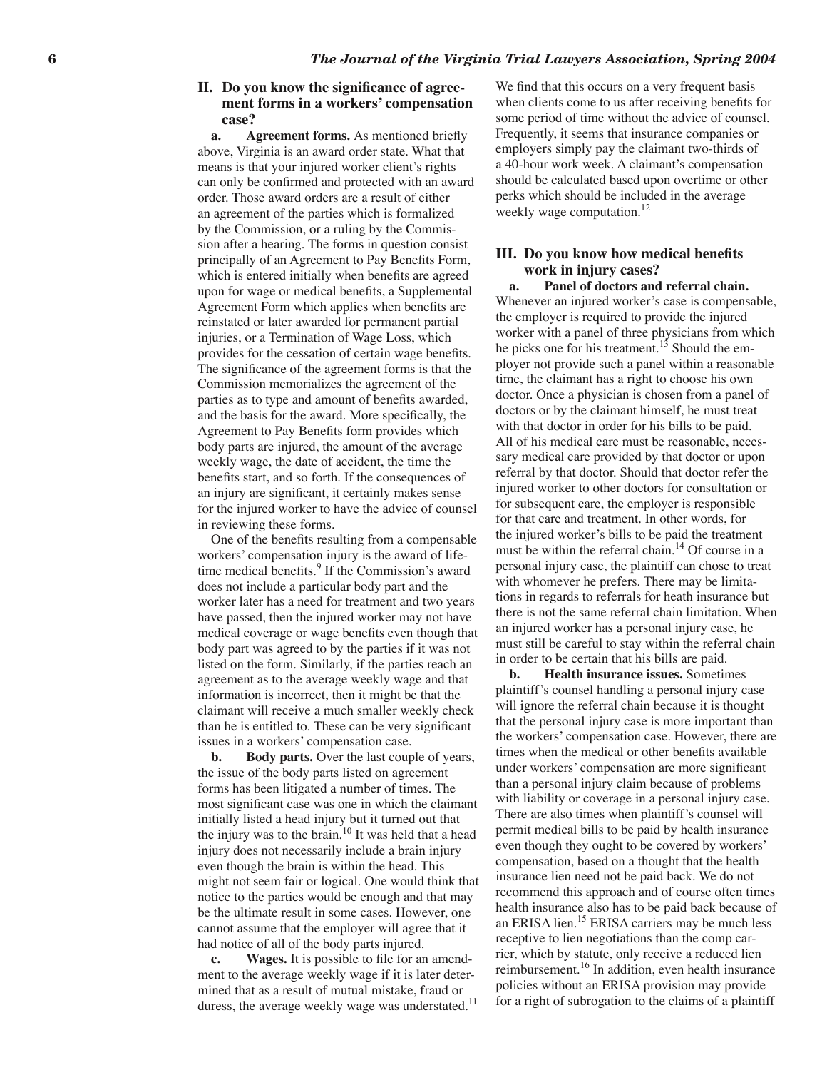## II. Do you know the significance of agreement forms in a workers' compensation case?

**a. Agreement forms.** As mentioned briefly above, Virginia is an award order state. What that means is that your injured worker client's rights can only be confirmed and protected with an award order. Those award orders are a result of either an agreement of the parties which is formalized by the Commission, or a ruling by the Commission after a hearing. The forms in question consist principally of an Agreement to Pay Benefits Form, which is entered initially when benefits are agreed upon for wage or medical benefits, a Supplemental Agreement Form which applies when benefits are reinstated or later awarded for permanent partial injuries, or a Termination of Wage Loss, which provides for the cessation of certain wage benefits. The significance of the agreement forms is that the Commission memorializes the agreement of the parties as to type and amount of benefits awarded, and the basis for the award. More specifically, the Agreement to Pay Benefits form provides which body parts are injured, the amount of the average weekly wage, the date of accident, the time the benefits start, and so forth. If the consequences of an injury are significant, it certainly makes sense for the injured worker to have the advice of counsel in reviewing these forms.

One of the benefits resulting from a compensable workers' compensation injury is the award of lifetime medical benefits.[9] If the Commission's award does not include a particular body part and the worker later has a need for treatment and two years have passed, then the injured worker may not have medical coverage or wage benefits even though that body part was agreed to by the parties if it was not listed on the form. Similarly, if the parties reach an agreement as to the average weekly wage and that information is incorrect, then it might be that the claimant will receive a much smaller weekly check than he is entitled to. These can be very significant issues in a workers' compensation case.

**b. Body parts.** Over the last couple of years, the issue of the body parts listed on agreement forms has been litigated a number of times. The most significant case was one in which the claimant initially listed a head injury but it turned out that the injury was to the brain.[10] It was held that a head injury does not necessarily include a brain injury even though the brain is within the head. This might not seem fair or logical. One would think that notice to the parties would be enough and that may be the ultimate result in some cases. However, one cannot assume that the employer will agree that it had notice of all of the body parts injured.

**c. Wages.** It is possible to file for an amendment to the average weekly wage if it is later determined that as a result of mutual mistake, fraud or duress, the average weekly wage was understated.[11] We find that this occurs on a very frequent basis when clients come to us after receiving benefits for some period of time without the advice of counsel. Frequently, it seems that insurance companies or employers simply pay the claimant two-thirds of a 40-hour work week. A claimant's compensation should be calculated based upon overtime or other perks which should be included in the average weekly wage computation.[12]

## III. Do you know how medical benefits work in injury cases?

**a. Panel of doctors and referral chain.** Whenever an injured worker's case is compensable, the employer is required to provide the injured worker with a panel of three physicians from which he picks one for his treatment.[13] Should the employer not provide such a panel within a reasonable time, the claimant has a right to choose his own doctor. Once a physician is chosen from a panel of doctors or by the claimant himself, he must treat with that doctor in order for his bills to be paid. All of his medical care must be reasonable, necessary medical care provided by that doctor or upon referral by that doctor. Should that doctor refer the injured worker to other doctors for consultation or for subsequent care, the employer is responsible for that care and treatment. In other words, for the injured worker's bills to be paid the treatment must be within the referral chain.[14] Of course in a personal injury case, the plaintiff can chose to treat with whomever he prefers. There may be limitations in regards to referrals for heath insurance but there is not the same referral chain limitation. When an injured worker has a personal injury case, he must still be careful to stay within the referral chain in order to be certain that his bills are paid.

**b. Health insurance issues.** Sometimes plaintiff's counsel handling a personal injury case will ignore the referral chain because it is thought that the personal injury case is more important than the workers' compensation case. However, there are times when the medical or other benefits available under workers' compensation are more significant than a personal injury claim because of problems with liability or coverage in a personal injury case. There are also times when plaintiff's counsel will permit medical bills to be paid by health insurance even though they ought to be covered by workers' compensation, based on a thought that the health insurance lien need not be paid back. We do not recommend this approach and of course often times health insurance also has to be paid back because of an ERISA lien.[15] ERISA carriers may be much less receptive to lien negotiations than the comp carrier, which by statute, only receive a reduced lien reimbursement.[16] In addition, even health insurance policies without an ERISA provision may provide for a right of subrogation to the claims of a plaintiff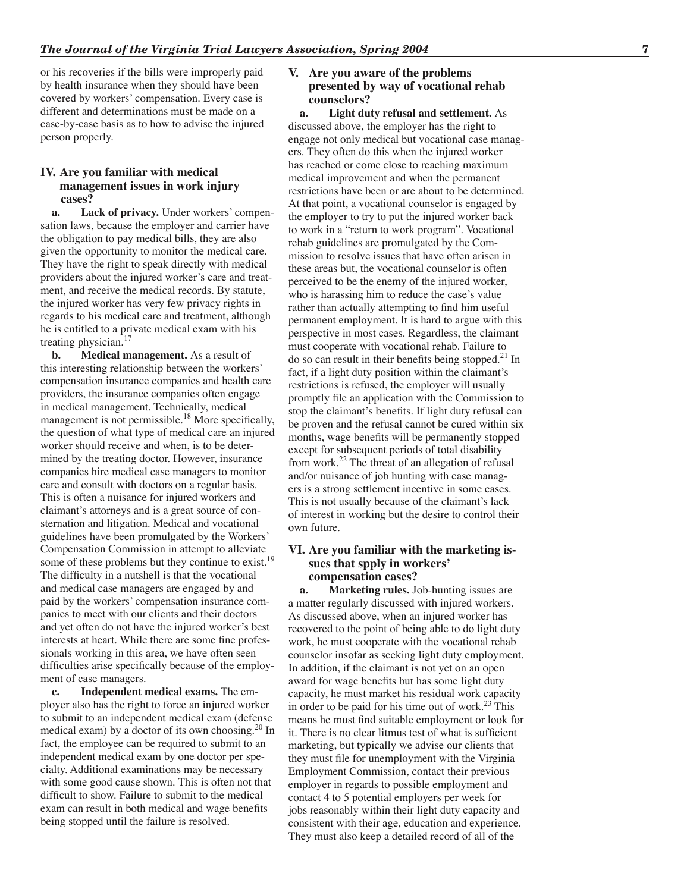or his recoveries if the bills were improperly paid by health insurance when they should have been covered by workers' compensation. Every case is different and determinations must be made on a case-by-case basis as to how to advise the injured person properly.

## IV. Are you familiar with medical management issues in work injury cases?

**a. Lack of privacy.** Under workers' compensation laws, because the employer and carrier have the obligation to pay medical bills, they are also given the opportunity to monitor the medical care. They have the right to speak directly with medical providers about the injured worker's care and treatment, and receive the medical records. By statute, the injured worker has very few privacy rights in regards to his medical care and treatment, although he is entitled to a private medical exam with his treating physician.[17]

**b. Medical management.** As a result of this interesting relationship between the workers' compensation insurance companies and health care providers, the insurance companies often engage in medical management. Technically, medical management is not permissible.[18] More specifically, the question of what type of medical care an injured worker should receive and when, is to be determined by the treating doctor. However, insurance companies hire medical case managers to monitor care and consult with doctors on a regular basis. This is often a nuisance for injured workers and claimant's attorneys and is a great source of consternation and litigation. Medical and vocational guidelines have been promulgated by the Workers' Compensation Commission in attempt to alleviate some of these problems but they continue to exist.[19] The difficulty in a nutshell is that the vocational and medical case managers are engaged by and paid by the workers' compensation insurance companies to meet with our clients and their doctors and yet often do not have the injured worker's best interests at heart. While there are some fine professionals working in this area, we have often seen difficulties arise specifically because of the employment of case managers.

**c. Independent medical exams.** The employer also has the right to force an injured worker to submit to an independent medical exam (defense medical exam) by a doctor of its own choosing.[20] In fact, the employee can be required to submit to an independent medical exam by one doctor per specialty. Additional examinations may be necessary with some good cause shown. This is often not that difficult to show. Failure to submit to the medical exam can result in both medical and wage benefits being stopped until the failure is resolved.

## V. Are you aware of the problems presented by way of vocational rehab counselors?

**a. Light duty refusal and settlement.** As discussed above, the employer has the right to engage not only medical but vocational case managers. They often do this when the injured worker has reached or come close to reaching maximum medical improvement and when the permanent restrictions have been or are about to be determined. At that point, a vocational counselor is engaged by the employer to try to put the injured worker back to work in a "return to work program". Vocational rehab guidelines are promulgated by the Commission to resolve issues that have often arisen in these areas but, the vocational counselor is often perceived to be the enemy of the injured worker, who is harassing him to reduce the case's value rather than actually attempting to find him useful permanent employment. It is hard to argue with this perspective in most cases. Regardless, the claimant must cooperate with vocational rehab. Failure to do so can result in their benefits being stopped.[21] In fact, if a light duty position within the claimant's restrictions is refused, the employer will usually promptly file an application with the Commission to stop the claimant's benefits. If light duty refusal can be proven and the refusal cannot be cured within six months, wage benefits will be permanently stopped except for subsequent periods of total disability from work.[22] The threat of an allegation of refusal and/or nuisance of job hunting with case managers is a strong settlement incentive in some cases. This is not usually because of the claimant's lack of interest in working but the desire to control their own future.

## VI. Are you familiar with the marketing issues that spply in workers' compensation cases?

**a. Marketing rules.** Job-hunting issues are a matter regularly discussed with injured workers. As discussed above, when an injured worker has recovered to the point of being able to do light duty work, he must cooperate with the vocational rehab counselor insofar as seeking light duty employment. In addition, if the claimant is not yet on an open award for wage benefits but has some light duty capacity, he must market his residual work capacity in order to be paid for his time out of work.[23] This means he must find suitable employment or look for it. There is no clear litmus test of what is sufficient marketing, but typically we advise our clients that they must file for unemployment with the Virginia Employment Commission, contact their previous employer in regards to possible employment and contact 4 to 5 potential employers per week for jobs reasonably within their light duty capacity and consistent with their age, education and experience. They must also keep a detailed record of all of the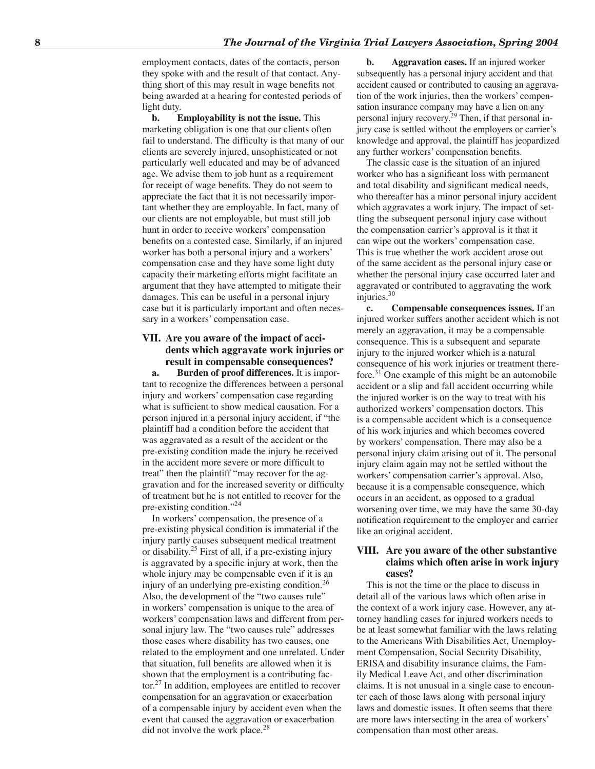employment contacts, dates of the contacts, person they spoke with and the result of that contact. Anything short of this may result in wage benefits not being awarded at a hearing for contested periods of light duty.

**b. Employability is not the issue.** This marketing obligation is one that our clients often fail to understand. The difficulty is that many of our clients are severely injured, unsophisticated or not particularly well educated and may be of advanced age. We advise them to job hunt as a requirement for receipt of wage benefits. They do not seem to appreciate the fact that it is not necessarily important whether they are employable. In fact, many of our clients are not employable, but must still job hunt in order to receive workers' compensation benefits on a contested case. Similarly, if an injured worker has both a personal injury and a workers' compensation case and they have some light duty capacity their marketing efforts might facilitate an argument that they have attempted to mitigate their damages. This can be useful in a personal injury case but it is particularly important and often necessary in a workers' compensation case.

## VII. Are you aware of the impact of accidents which aggravate work injuries or result in compensable consequences?

**a. Burden of proof differences.** It is important to recognize the differences between a personal injury and workers' compensation case regarding what is sufficient to show medical causation. For a person injured in a personal injury accident, if "the plaintiff had a condition before the accident that was aggravated as a result of the accident or the pre-existing condition made the injury he received in the accident more severe or more difficult to treat" then the plaintiff "may recover for the aggravation and for the increased severity or difficulty of treatment but he is not entitled to recover for the pre-existing condition."[24]

In workers' compensation, the presence of a pre-existing physical condition is immaterial if the injury partly causes subsequent medical treatment or disability.[25] First of all, if a pre-existing injury is aggravated by a specific injury at work, then the whole injury may be compensable even if it is an injury of an underlying pre-existing condition.[26] Also, the development of the "two causes rule" in workers' compensation is unique to the area of workers' compensation laws and different from personal injury law. The "two causes rule" addresses those cases where disability has two causes, one related to the employment and one unrelated. Under that situation, full benefits are allowed when it is shown that the employment is a contributing factor.[27] In addition, employees are entitled to recover compensation for an aggravation or exacerbation of a compensable injury by accident even when the event that caused the aggravation or exacerbation did not involve the work place.[28]

**b. Aggravation cases.** If an injured worker subsequently has a personal injury accident and that accident caused or contributed to causing an aggravation of the work injuries, then the workers' compensation insurance company may have a lien on any personal injury recovery.[29] Then, if that personal injury case is settled without the employers or carrier's knowledge and approval, the plaintiff has jeopardized any further workers' compensation benefits.

The classic case is the situation of an injured worker who has a significant loss with permanent and total disability and significant medical needs, who thereafter has a minor personal injury accident which aggravates a work injury. The impact of settling the subsequent personal injury case without the compensation carrier's approval is it that it can wipe out the workers' compensation case. This is true whether the work accident arose out of the same accident as the personal injury case or whether the personal injury case occurred later and aggravated or contributed to aggravating the work injuries.[30]

**c. Compensable consequences issues.** If an injured worker suffers another accident which is not merely an aggravation, it may be a compensable consequence. This is a subsequent and separate injury to the injured worker which is a natural consequence of his work injuries or treatment therefore.[31] One example of this might be an automobile accident or a slip and fall accident occurring while the injured worker is on the way to treat with his authorized workers' compensation doctors. This is a compensable accident which is a consequence of his work injuries and which becomes covered by workers' compensation. There may also be a personal injury claim arising out of it. The personal injury claim again may not be settled without the workers' compensation carrier's approval. Also, because it is a compensable consequence, which occurs in an accident, as opposed to a gradual worsening over time, we may have the same 30-day notification requirement to the employer and carrier like an original accident.

## VIII. Are you aware of the other substantive claims which often arise in work injury cases?

This is not the time or the place to discuss in detail all of the various laws which often arise in the context of a work injury case. However, any attorney handling cases for injured workers needs to be at least somewhat familiar with the laws relating to the Americans With Disabilities Act, Unemployment Compensation, Social Security Disability, ERISA and disability insurance claims, the Family Medical Leave Act, and other discrimination claims. It is not unusual in a single case to encounter each of those laws along with personal injury laws and domestic issues. It often seems that there are more laws intersecting in the area of workers' compensation than most other areas.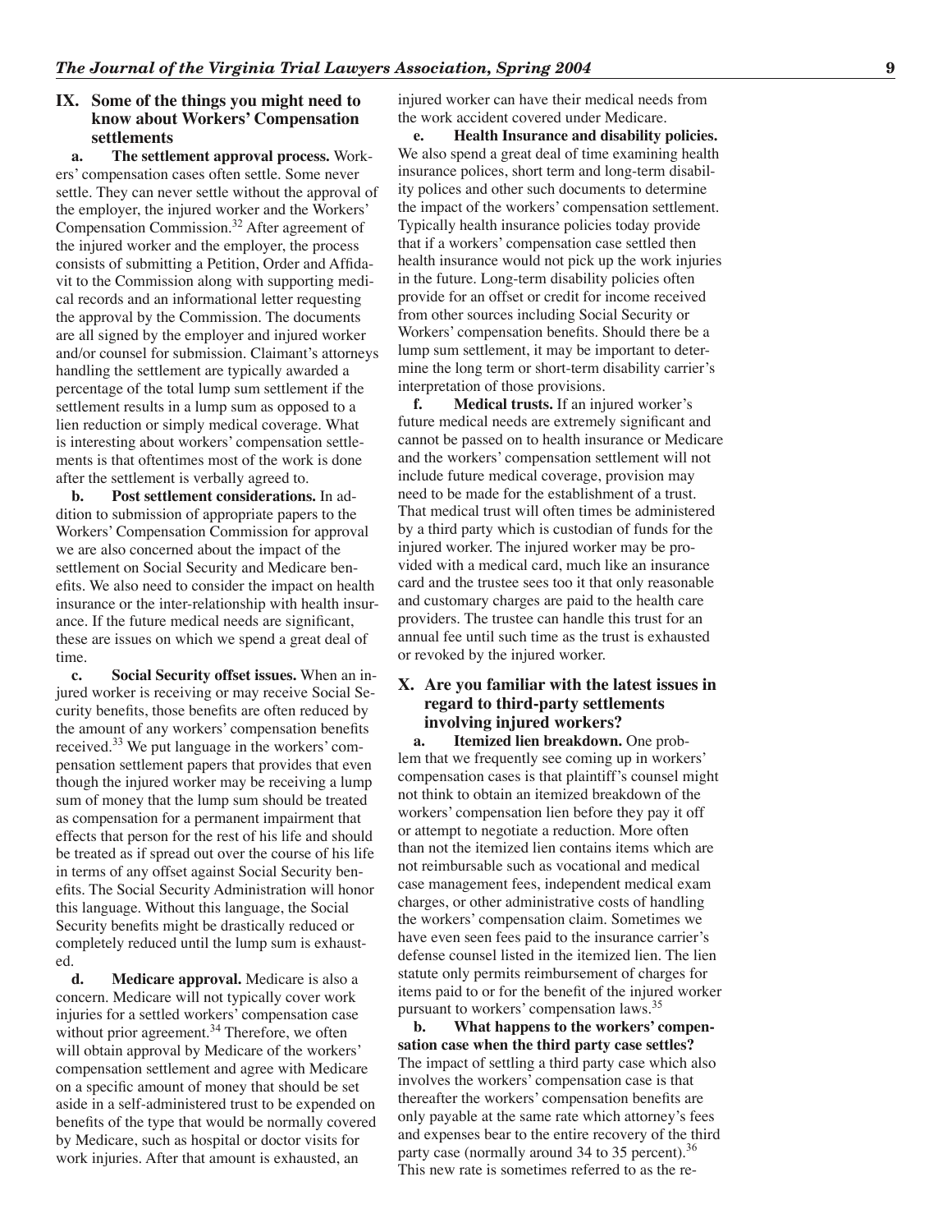### IX. Some of the things you might need to know about Workers' Compensation settlements

**a. The settlement approval process.** Workers' compensation cases often settle. Some never settle. They can never settle without the approval of the employer, the injured worker and the Workers' Compensation Commission.[32] After agreement of the injured worker and the employer, the process consists of submitting a Petition, Order and Affidavit to the Commission along with supporting medical records and an informational letter requesting the approval by the Commission. The documents are all signed by the employer and injured worker and/or counsel for submission. Claimant's attorneys handling the settlement are typically awarded a percentage of the total lump sum settlement if the settlement results in a lump sum as opposed to a lien reduction or simply medical coverage. What is interesting about workers' compensation settlements is that oftentimes most of the work is done after the settlement is verbally agreed to.

**b. Post settlement considerations.** In addition to submission of appropriate papers to the Workers' Compensation Commission for approval we are also concerned about the impact of the settlement on Social Security and Medicare benefits. We also need to consider the impact on health insurance or the inter-relationship with health insurance. If the future medical needs are significant, these are issues on which we spend a great deal of time.

**c. Social Security offset issues.** When an injured worker is receiving or may receive Social Security benefits, those benefits are often reduced by the amount of any workers' compensation benefits received.[33] We put language in the workers' compensation settlement papers that provides that even though the injured worker may be receiving a lump sum of money that the lump sum should be treated as compensation for a permanent impairment that effects that person for the rest of his life and should be treated as if spread out over the course of his life in terms of any offset against Social Security benefits. The Social Security Administration will honor this language. Without this language, the Social Security benefits might be drastically reduced or completely reduced until the lump sum is exhausted.

**d. Medicare approval.** Medicare is also a concern. Medicare will not typically cover work injuries for a settled workers' compensation case without prior agreement.[34] Therefore, we often will obtain approval by Medicare of the workers' compensation settlement and agree with Medicare on a specific amount of money that should be set aside in a self-administered trust to be expended on benefits of the type that would be normally covered by Medicare, such as hospital or doctor visits for work injuries. After that amount is exhausted, an injured worker can have their medical needs from the work accident covered under Medicare.

**e. Health Insurance and disability policies.** We also spend a great deal of time examining health insurance polices, short term and long-term disability polices and other such documents to determine the impact of the workers' compensation settlement. Typically health insurance policies today provide that if a workers' compensation case settled then health insurance would not pick up the work injuries in the future. Long-term disability policies often provide for an offset or credit for income received from other sources including Social Security or Workers' compensation benefits. Should there be a lump sum settlement, it may be important to determine the long term or short-term disability carrier's interpretation of those provisions.

**f. Medical trusts.** If an injured worker's future medical needs are extremely significant and cannot be passed on to health insurance or Medicare and the workers' compensation settlement will not include future medical coverage, provision may need to be made for the establishment of a trust. That medical trust will often times be administered by a third party which is custodian of funds for the injured worker. The injured worker may be provided with a medical card, much like an insurance card and the trustee sees too it that only reasonable and customary charges are paid to the health care providers. The trustee can handle this trust for an annual fee until such time as the trust is exhausted or revoked by the injured worker.

### X. Are you familiar with the latest issues in regard to third-party settlements involving injured workers?

**a. Itemized lien breakdown.** One problem that we frequently see coming up in workers' compensation cases is that plaintiff's counsel might not think to obtain an itemized breakdown of the workers' compensation lien before they pay it off or attempt to negotiate a reduction. More often than not the itemized lien contains items which are not reimbursable such as vocational and medical case management fees, independent medical exam charges, or other administrative costs of handling the workers' compensation claim. Sometimes we have even seen fees paid to the insurance carrier's defense counsel listed in the itemized lien. The lien statute only permits reimbursement of charges for items paid to or for the benefit of the injured worker pursuant to workers' compensation laws.[35]

**b. What happens to the workers' compensation case when the third party case settles?** The impact of settling a third party case which also involves the workers' compensation case is that thereafter the workers' compensation benefits are only payable at the same rate which attorney's fees and expenses bear to the entire recovery of the third party case (normally around 34 to 35 percent).[36] This new rate is sometimes referred to as the re-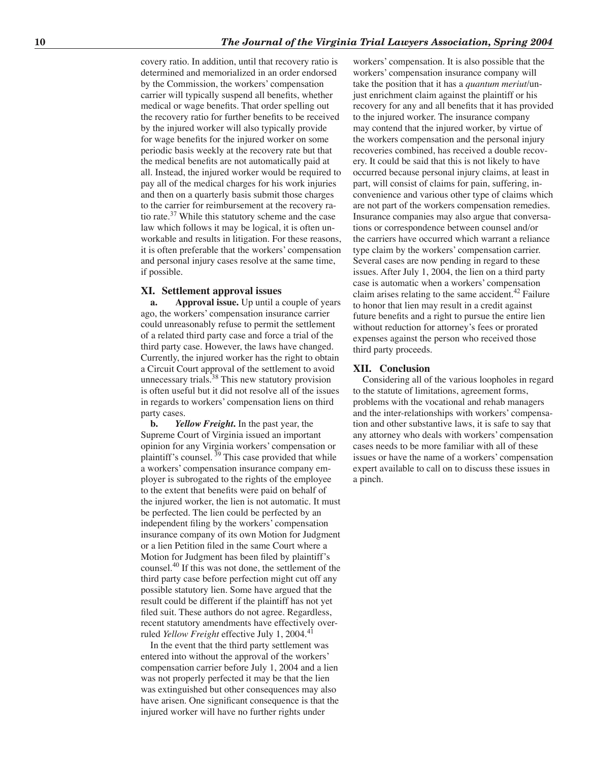covery ratio. In addition, until that recovery ratio is determined and memorialized in an order endorsed by the Commission, the workers' compensation carrier will typically suspend all benefits, whether medical or wage benefits. That order spelling out the recovery ratio for further benefits to be received by the injured worker will also typically provide for wage benefits for the injured worker on some periodic basis weekly at the recovery rate but that the medical benefits are not automatically paid at all. Instead, the injured worker would be required to pay all of the medical charges for his work injuries and then on a quarterly basis submit those charges to the carrier for reimbursement at the recovery ratio rate.[37] While this statutory scheme and the case law which follows it may be logical, it is often unworkable and results in litigation. For these reasons, it is often preferable that the workers' compensation and personal injury cases resolve at the same time, if possible.

## XI. Settlement approval issues

**a. Approval issue.** Up until a couple of years ago, the workers' compensation insurance carrier could unreasonably refuse to permit the settlement of a related third party case and force a trial of the third party case. However, the laws have changed. Currently, the injured worker has the right to obtain a Circuit Court approval of the settlement to avoid unnecessary trials.[38] This new statutory provision is often useful but it did not resolve all of the issues in regards to workers' compensation liens on third party cases.

**b. *Yellow Freight*.** In the past year, the Supreme Court of Virginia issued an important opinion for any Virginia workers' compensation or plaintiff's counsel.[39] This case provided that while a workers' compensation insurance company employer is subrogated to the rights of the employee to the extent that benefits were paid on behalf of the injured worker, the lien is not automatic. It must be perfected. The lien could be perfected by an independent filing by the workers' compensation insurance company of its own Motion for Judgment or a lien Petition filed in the same Court where a Motion for Judgment has been filed by plaintiff's counsel.[40] If this was not done, the settlement of the third party case before perfection might cut off any possible statutory lien. Some have argued that the result could be different if the plaintiff has not yet filed suit. These authors do not agree. Regardless, recent statutory amendments have effectively overruled *Yellow Freight* effective July 1, 2004.[41]

In the event that the third party settlement was entered into without the approval of the workers' compensation carrier before July 1, 2004 and a lien was not properly perfected it may be that the lien was extinguished but other consequences may also have arisen. One significant consequence is that the injured worker will have no further rights under workers' compensation. It is also possible that the workers' compensation insurance company will take the position that it has a *quantum meriut*/unjust enrichment claim against the plaintiff or his recovery for any and all benefits that it has provided to the injured worker. The insurance company may contend that the injured worker, by virtue of the workers compensation and the personal injury recoveries combined, has received a double recovery. It could be said that this is not likely to have occurred because personal injury claims, at least in part, will consist of claims for pain, suffering, inconvenience and various other type of claims which are not part of the workers compensation remedies. Insurance companies may also argue that conversations or correspondence between counsel and/or the carriers have occurred which warrant a reliance type claim by the workers' compensation carrier. Several cases are now pending in regard to these issues. After July 1, 2004, the lien on a third party case is automatic when a workers' compensation claim arises relating to the same accident.[42] Failure to honor that lien may result in a credit against future benefits and a right to pursue the entire lien without reduction for attorney's fees or prorated expenses against the person who received those third party proceeds.

## XII. Conclusion

Considering all of the various loopholes in regard to the statute of limitations, agreement forms, problems with the vocational and rehab managers and the inter-relationships with workers' compensation and other substantive laws, it is safe to say that any attorney who deals with workers' compensation cases needs to be more familiar with all of these issues or have the name of a workers' compensation expert available to call on to discuss these issues in a pinch.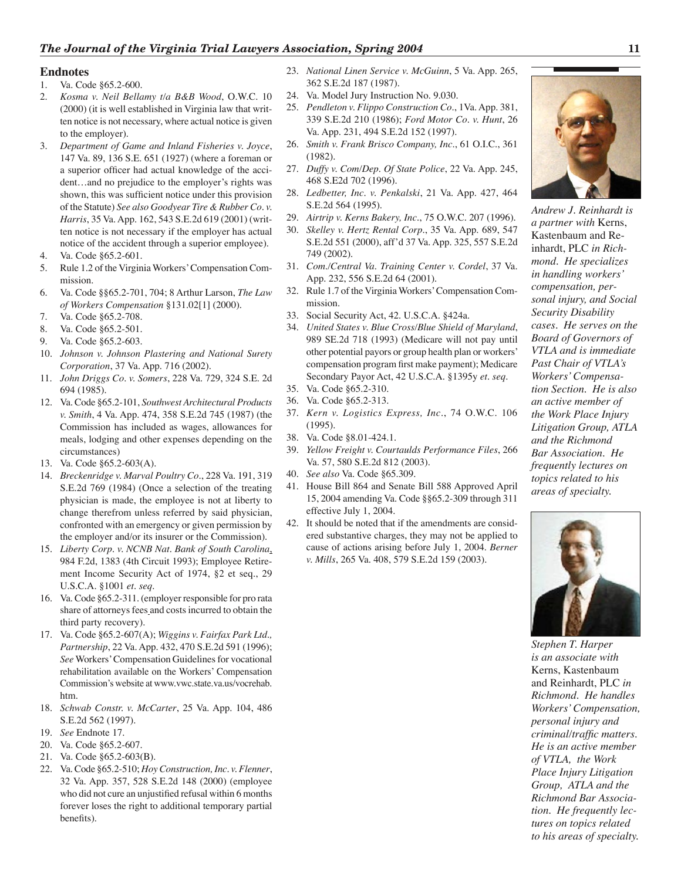## Endnotes

1. Va. Code §65.2-600.
2. *Kosma v. Neil Bellamy t/a B&B Wood*, O.W.C. 10 (2000) (it is well established in Virginia law that written notice is not necessary, where actual notice is given to the employer).
3. *Department of Game and Inland Fisheries v. Joyce*, 147 Va. 89, 136 S.E. 651 (1927) (where a foreman or a superior officer had actual knowledge of the accident…and no prejudice to the employer's rights was shown, this was sufficient notice under this provision of the Statute) *See also Goodyear Tire & Rubber Co. v. Harris*, 35 Va. App. 162, 543 S.E.2d 619 (2001) (written notice is not necessary if the employer has actual notice of the accident through a superior employee).
4. Va. Code §65.2-601.
5. Rule 1.2 of the Virginia Workers' Compensation Commission.
6. Va. Code §§65.2-701, 704; 8 Arthur Larson, *The Law of Workers Compensation* §131.02[1] (2000).
7. Va. Code §65.2-708.
8. Va. Code §65.2-501.
9. Va. Code §65.2-603.
10. *Johnson v. Johnson Plastering and National Surety Corporation*, 37 Va. App. 716 (2002).
11. *John Driggs Co. v. Somers*, 228 Va. 729, 324 S.E. 2d 694 (1985).
12. Va. Code §65.2-101, *Southwest Architectural Products v. Smith*, 4 Va. App. 474, 358 S.E.2d 745 (1987) (the Commission has included as wages, allowances for meals, lodging and other expenses depending on the circumstances)
13. Va. Code §65.2-603(A).
14. *Breckenridge v. Marval Poultry Co.*, 228 Va. 191, 319 S.E.2d 769 (1984) (Once a selection of the treating physician is made, the employee is not at liberty to change therefrom unless referred by said physician, confronted with an emergency or given permission by the employer and/or its insurer or the Commission).
15. *Liberty Corp. v. NCNB Nat. Bank of South Carolina*, 984 F.2d, 1383 (4th Circuit 1993); Employee Retirement Income Security Act of 1974, §2 et seq., 29 U.S.C.A. §1001 *et. seq*.
16. Va. Code §65.2-311. (employer responsible for pro rata share of attorneys fees and costs incurred to obtain the third party recovery).
17. Va. Code §65.2-607(A); *Wiggins v. Fairfax Park Ltd., Partnership*, 22 Va. App. 432, 470 S.E.2d 591 (1996); *See* Workers' Compensation Guidelines for vocational rehabilitation available on the Workers' Compensation Commission's website at www.vwc.state.va.us/vocrehab.htm.
18. *Schwab Constr. v. McCarter*, 25 Va. App. 104, 486 S.E.2d 562 (1997).
19. *See* Endnote 17.
20. Va. Code §65.2-607.
21. Va. Code §65.2-603(B).
22. Va. Code §65.2-510; *Hoy Construction, Inc. v. Flenner*, 32 Va. App. 357, 528 S.E.2d 148 (2000) (employee who did not cure an unjustified refusal within 6 months forever loses the right to additional temporary partial benefits).
23. *National Linen Service v. McGuinn*, 5 Va. App. 265, 362 S.E.2d 187 (1987).
24. Va. Model Jury Instruction No. 9.030.
25. *Pendleton v. Flippo Construction Co.*, 1Va. App. 381, 339 S.E.2d 210 (1986); *Ford Motor Co. v. Hunt*, 26 Va. App. 231, 494 S.E.2d 152 (1997).
26. *Smith v. Frank Brisco Company, Inc.*, 61 O.I.C., 361 (1982).
27. *Duffy v. Com/Dep. Of State Police*, 22 Va. App. 245, 468 S.E2d 702 (1996).
28. *Ledbetter, Inc. v. Penkalski*, 21 Va. App. 427, 464 S.E.2d 564 (1995).
29. *Airtrip v. Kerns Bakery, Inc.*, 75 O.W.C. 207 (1996).
30. *Skelley v. Hertz Rental Corp.*, 35 Va. App. 689, 547 S.E.2d 551 (2000), aff'd 37 Va. App. 325, 557 S.E.2d 749 (2002).
31. *Com./Central Va. Training Center v. Cordel*, 37 Va. App. 232, 556 S.E.2d 64 (2001).
32. Rule 1.7 of the Virginia Workers' Compensation Commission.
33. Social Security Act, 42. U.S.C.A. §424a.
34. *United States v. Blue Cross/Blue Shield of Maryland*, 989 SE.2d 718 (1993) (Medicare will not pay until other potential payors or group health plan or workers' compensation program first make payment); Medicare Secondary Payor Act, 42 U.S.C.A. §1395y *et. seq*.
35. Va. Code §65.2-310.
36. Va. Code §65.2-313.
37. *Kern v. Logistics Express, Inc.*, 74 O.W.C. 106 (1995).
38. Va. Code §8.01-424.1.
39. *Yellow Freight v. Courtaulds Performance Files*, 266 Va. 57, 580 S.E.2d 812 (2003).
40. *See also* Va. Code §65.309.
41. House Bill 864 and Senate Bill 588 Approved April 15, 2004 amending Va. Code §§65.2-309 through 311 effective July 1, 2004.
42. It should be noted that if the amendments are considered substantive charges, they may not be applied to cause of actions arising before July 1, 2004. *Berner v. Mills*, 265 Va. 408, 579 S.E.2d 159 (2003).

*Andrew J. Reinhardt is a partner with* Kerns, Kastenbaum and Reinhardt, PLC *in Richmond. He specializes in handling workers' compensation, personal injury, and Social Security Disability cases. He serves on the Board of Governors of VTLA and is immediate Past Chair of VTLA's Workers' Compensation Section. He is also an active member of the Work Place Injury Litigation Group, ATLA and the Richmond Bar Association. He frequently lectures on topics related to his areas of specialty.*

*Stephen T. Harper is an associate with* Kerns, Kastenbaum and Reinhardt, PLC *in Richmond. He handles Workers' Compensation, personal injury and criminal/traffic matters. He is an active member of VTLA, the Work Place Injury Litigation Group, ATLA and the Richmond Bar Association. He frequently lectures on topics related to his areas of specialty.*